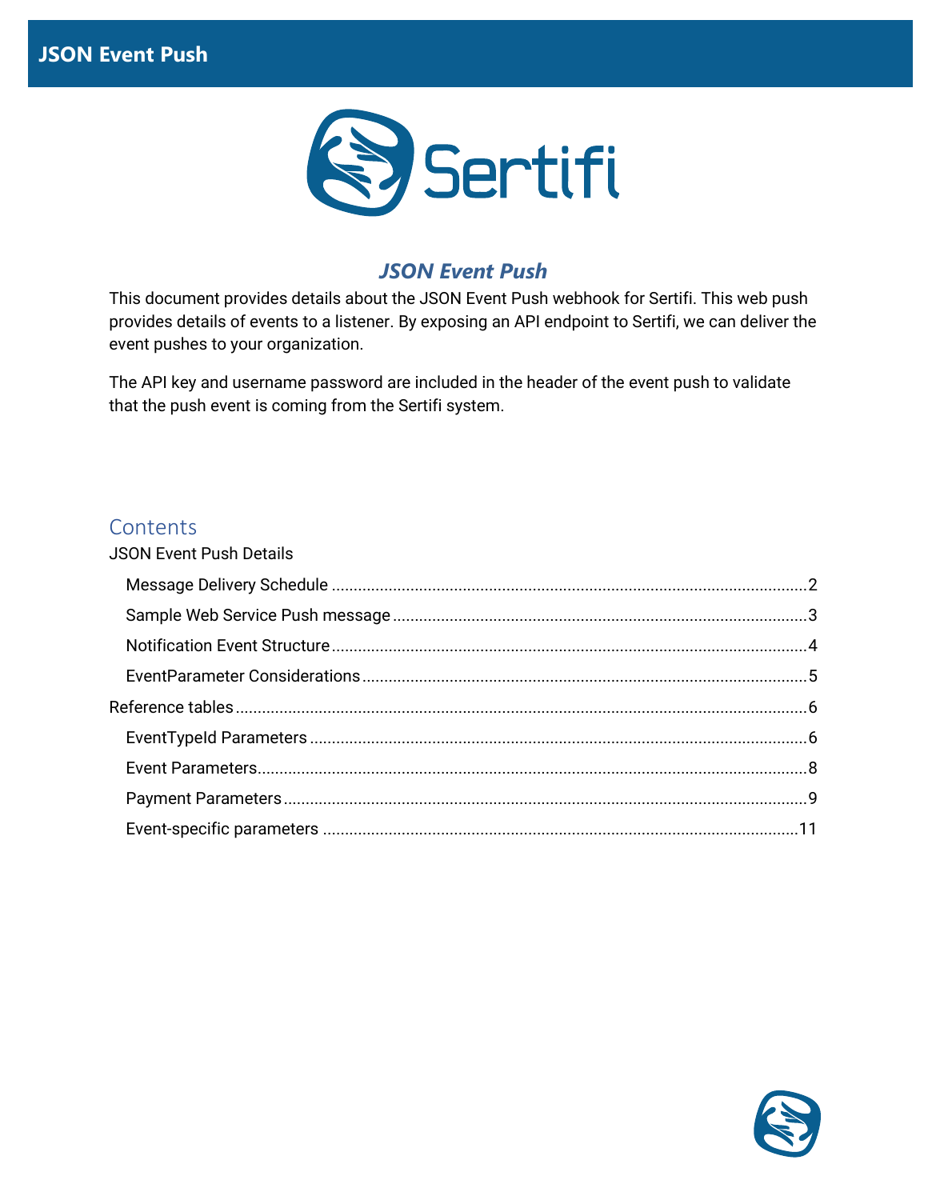# JSON Event Push

This document provides details about the JSON Event Push webhook for Sertifi. This web push provides details of events to a listener. By exposing an API endpoint to Sertifi, we can deliver the event pushes to your organization.

The API key and username password are included in the header of the event push to validate that the push event is coming from the Sertifi system.

## Contents

JSON Event Push Details

- Message Delivery Schedule ........ 2
- Sample Web Service Push message ........ 3
- Notification Event Structure ........ 4
- EventParameter Considerations ........ 5

Reference tables ........ 6

- EventTypeId Parameters ........ 6
- Event Parameters ........ 8
- Payment Parameters ........ 9
- Event-specific parameters ........ 11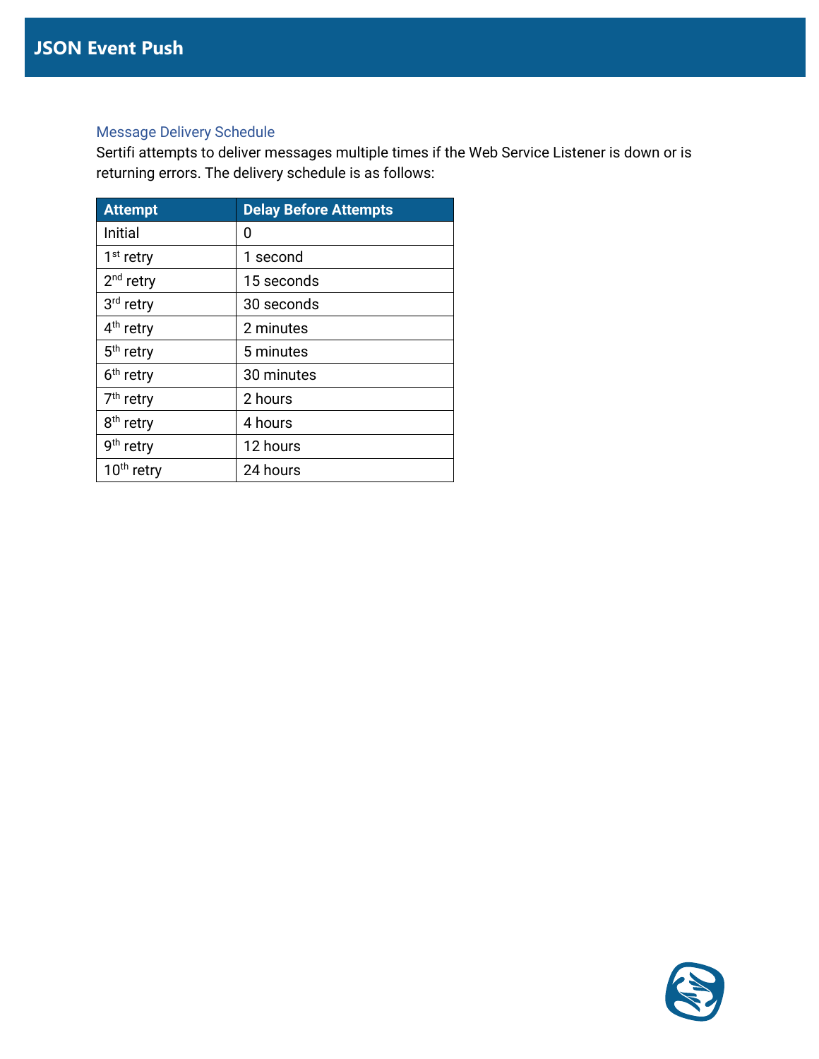### Message Delivery Schedule

Sertifi attempts to deliver messages multiple times if the Web Service Listener is down or is returning errors. The delivery schedule is as follows:

| Attempt | Delay Before Attempts |
| --- | --- |
| Initial | 0 |
| 1st retry | 1 second |
| 2nd retry | 15 seconds |
| 3rd retry | 30 seconds |
| 4th retry | 2 minutes |
| 5th retry | 5 minutes |
| 6th retry | 30 minutes |
| 7th retry | 2 hours |
| 8th retry | 4 hours |
| 9th retry | 12 hours |
| 10th retry | 24 hours |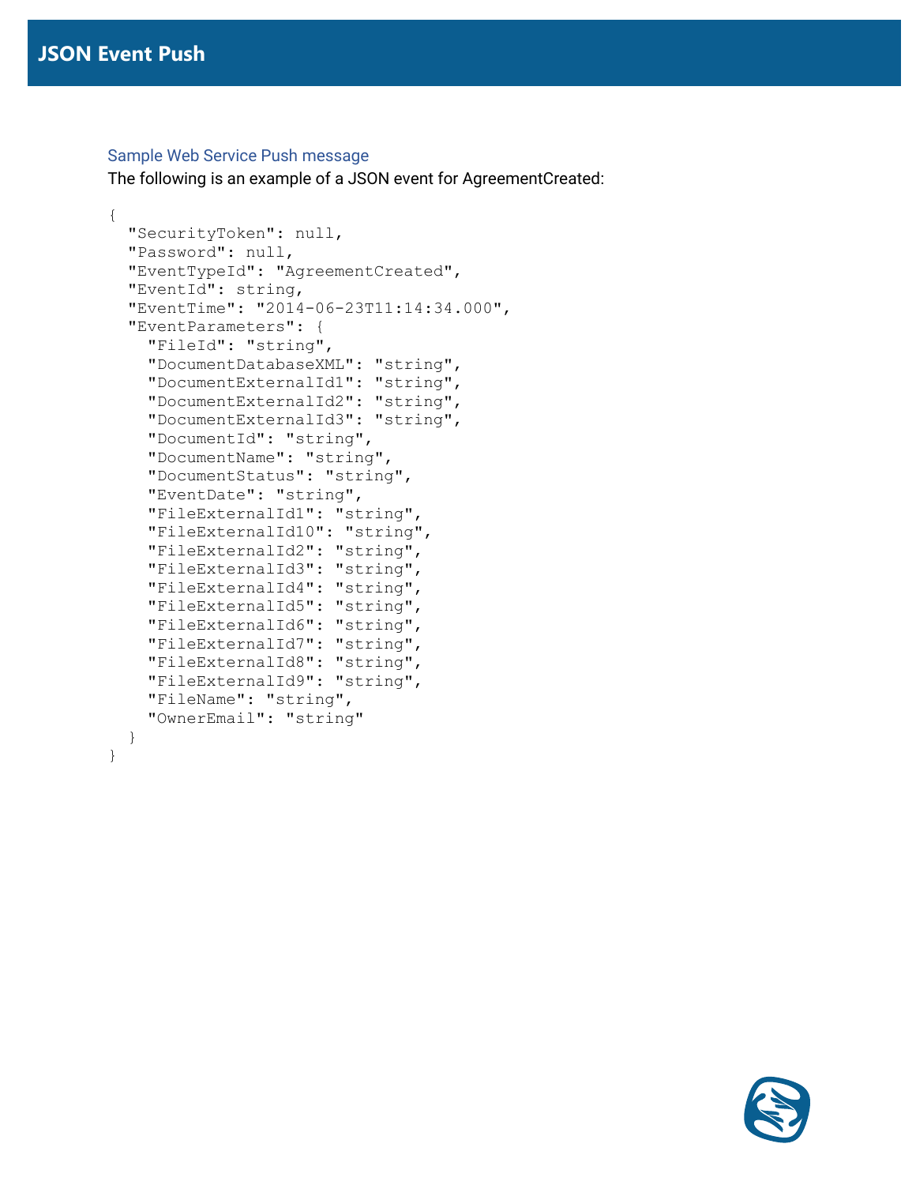# JSON Event Push

### Sample Web Service Push message

The following is an example of a JSON event for AgreementCreated:

```
{
  "SecurityToken": null,
  "Password": null,
  "EventTypeId": "AgreementCreated",
  "EventId": string,
  "EventTime": "2014-06-23T11:14:34.000",
  "EventParameters": {
    "FileId": "string",
    "DocumentDatabaseXML": "string",
    "DocumentExternalId1": "string",
    "DocumentExternalId2": "string",
    "DocumentExternalId3": "string",
    "DocumentId": "string",
    "DocumentName": "string",
    "DocumentStatus": "string",
    "EventDate": "string",
    "FileExternalId1": "string",
    "FileExternalId10": "string",
    "FileExternalId2": "string",
    "FileExternalId3": "string",
    "FileExternalId4": "string",
    "FileExternalId5": "string",
    "FileExternalId6": "string",
    "FileExternalId7": "string",
    "FileExternalId8": "string",
    "FileExternalId9": "string",
    "FileName": "string",
    "OwnerEmail": "string"
  }
}
```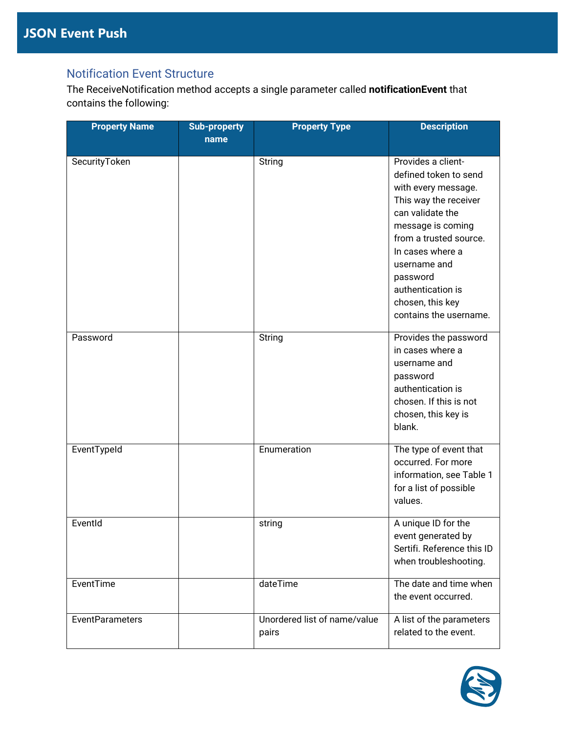## Notification Event Structure

The ReceiveNotification method accepts a single parameter called **notificationEvent** that contains the following:

| Property Name | Sub-property name | Property Type | Description |
|---|---|---|---|
| SecurityToken | | String | Provides a client-defined token to send with every message. This way the receiver can validate the message is coming from a trusted source. In cases where a username and password authentication is chosen, this key contains the username. |
| Password | | String | Provides the password in cases where a username and password authentication is chosen. If this is not chosen, this key is blank. |
| EventTypeId | | Enumeration | The type of event that occurred. For more information, see Table 1 for a list of possible values. |
| EventId | | string | A unique ID for the event generated by Sertifi. Reference this ID when troubleshooting. |
| EventTime | | dateTime | The date and time when the event occurred. |
| EventParameters | | Unordered list of name/value pairs | A list of the parameters related to the event. |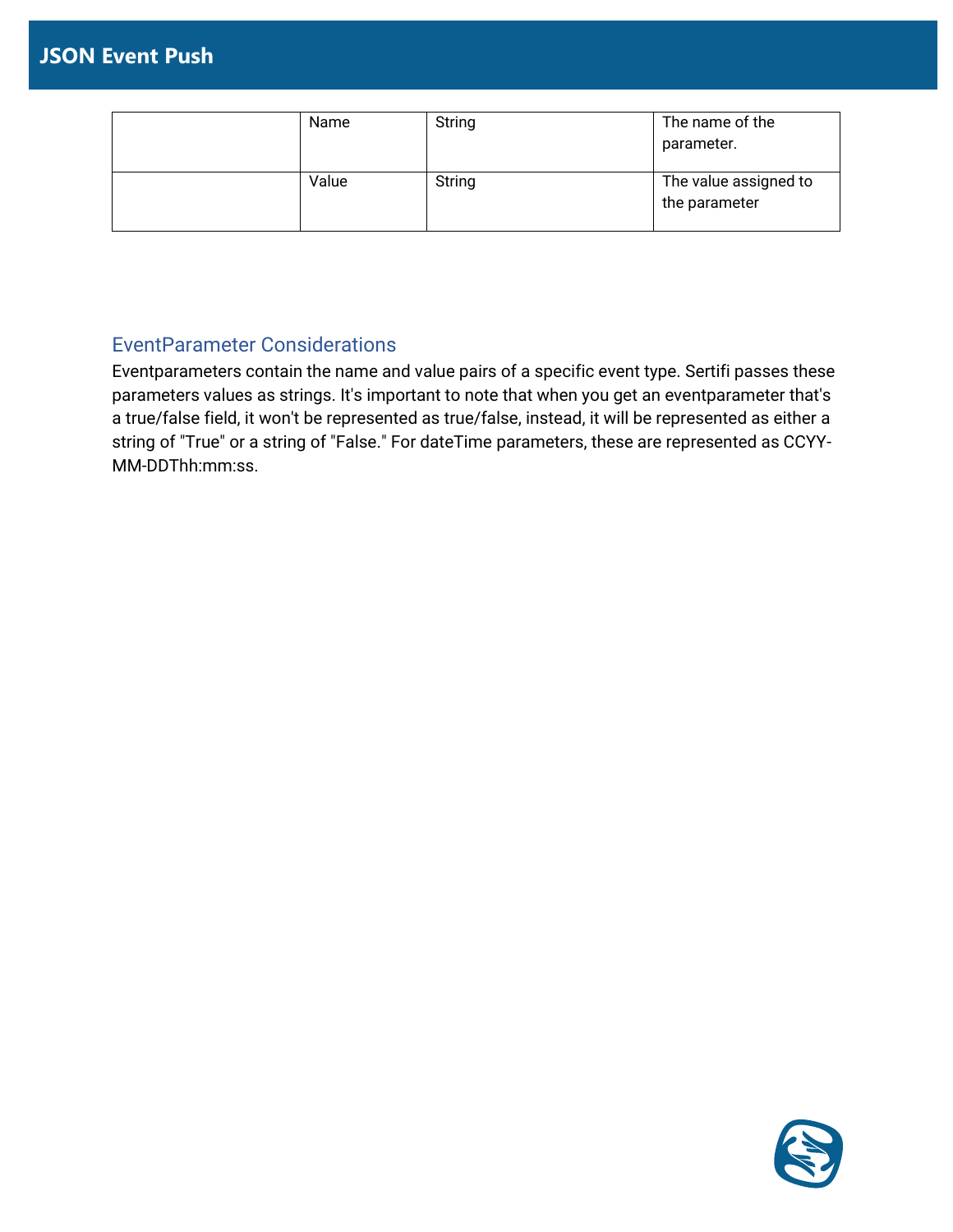| | | | |
|---|---|---|---|
| | Name | String | The name of the parameter. |
| | Value | String | The value assigned to the parameter |

### EventParameter Considerations

Eventparameters contain the name and value pairs of a specific event type. Sertifi passes these parameters values as strings. It's important to note that when you get an eventparameter that's a true/false field, it won't be represented as true/false, instead, it will be represented as either a string of "True" or a string of "False." For dateTime parameters, these are represented as CCYY-MM-DDThh:mm:ss.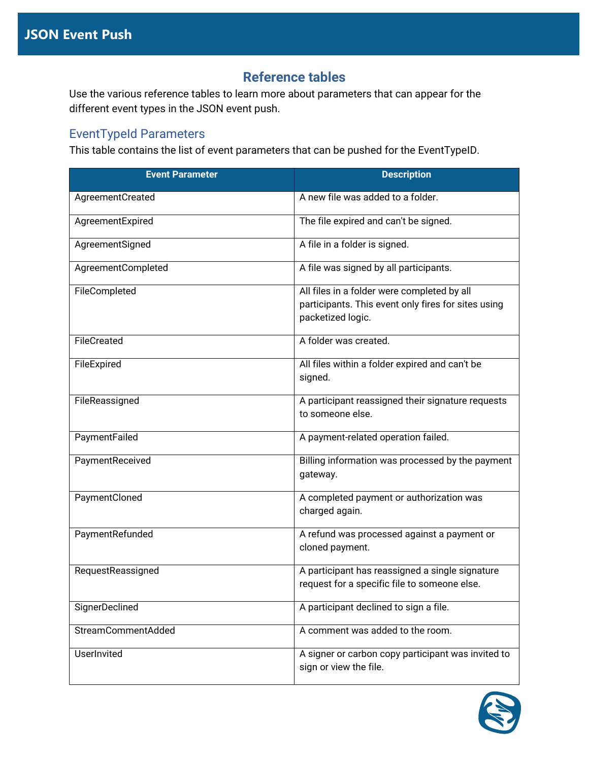## Reference tables

Use the various reference tables to learn more about parameters that can appear for the different event types in the JSON event push.

### EventTypeId Parameters

This table contains the list of event parameters that can be pushed for the EventTypeID.

| Event Parameter | Description |
|---|---|
| AgreementCreated | A new file was added to a folder. |
| AgreementExpired | The file expired and can't be signed. |
| AgreementSigned | A file in a folder is signed. |
| AgreementCompleted | A file was signed by all participants. |
| FileCompleted | All files in a folder were completed by all participants. This event only fires for sites using packetized logic. |
| FileCreated | A folder was created. |
| FileExpired | All files within a folder expired and can't be signed. |
| FileReassigned | A participant reassigned their signature requests to someone else. |
| PaymentFailed | A payment-related operation failed. |
| PaymentReceived | Billing information was processed by the payment gateway. |
| PaymentCloned | A completed payment or authorization was charged again. |
| PaymentRefunded | A refund was processed against a payment or cloned payment. |
| RequestReassigned | A participant has reassigned a single signature request for a specific file to someone else. |
| SignerDeclined | A participant declined to sign a file. |
| StreamCommentAdded | A comment was added to the room. |
| UserInvited | A signer or carbon copy participant was invited to sign or view the file. |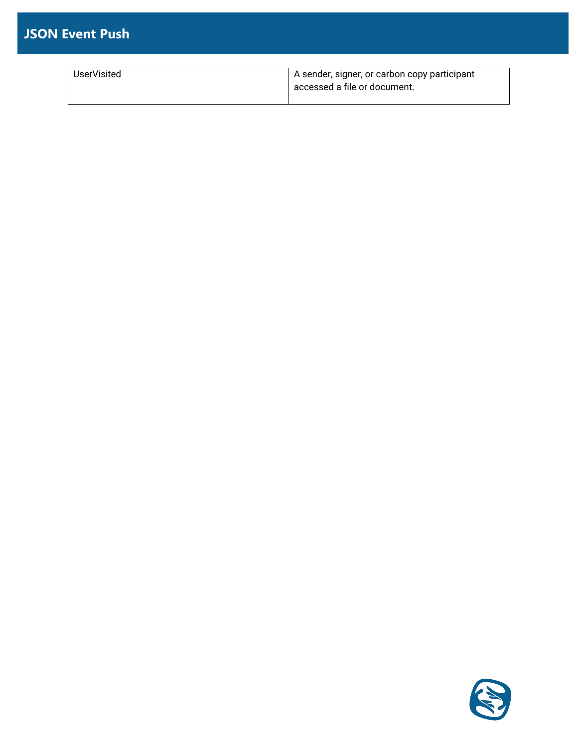| UserVisited | A sender, signer, or carbon copy participant accessed a file or document. |
|---|---|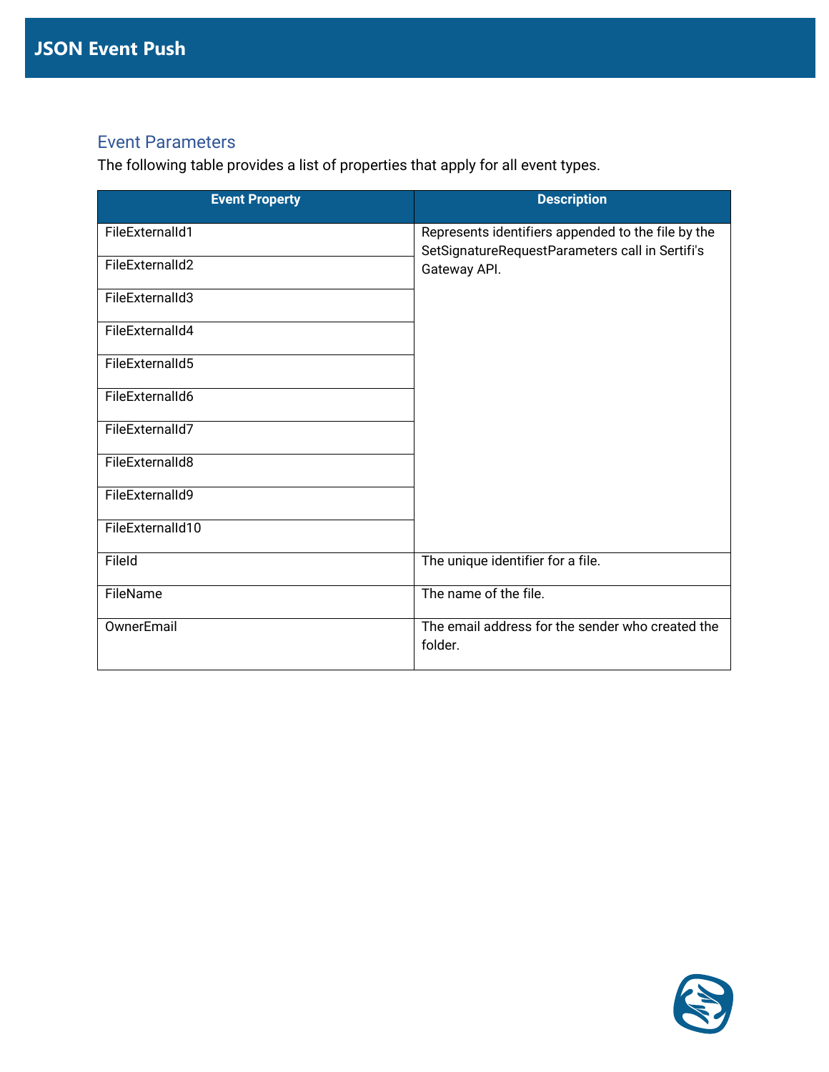## Event Parameters

The following table provides a list of properties that apply for all event types.

| Event Property | Description |
|---|---|
| FileExternalId1 | Represents identifiers appended to the file by the SetSignatureRequestParameters call in Sertifi's Gateway API. |
| FileExternalId2 | |
| FileExternalId3 | |
| FileExternalId4 | |
| FileExternalId5 | |
| FileExternalId6 | |
| FileExternalId7 | |
| FileExternalId8 | |
| FileExternalId9 | |
| FileExternalId10 | |
| FileId | The unique identifier for a file. |
| FileName | The name of the file. |
| OwnerEmail | The email address for the sender who created the folder. |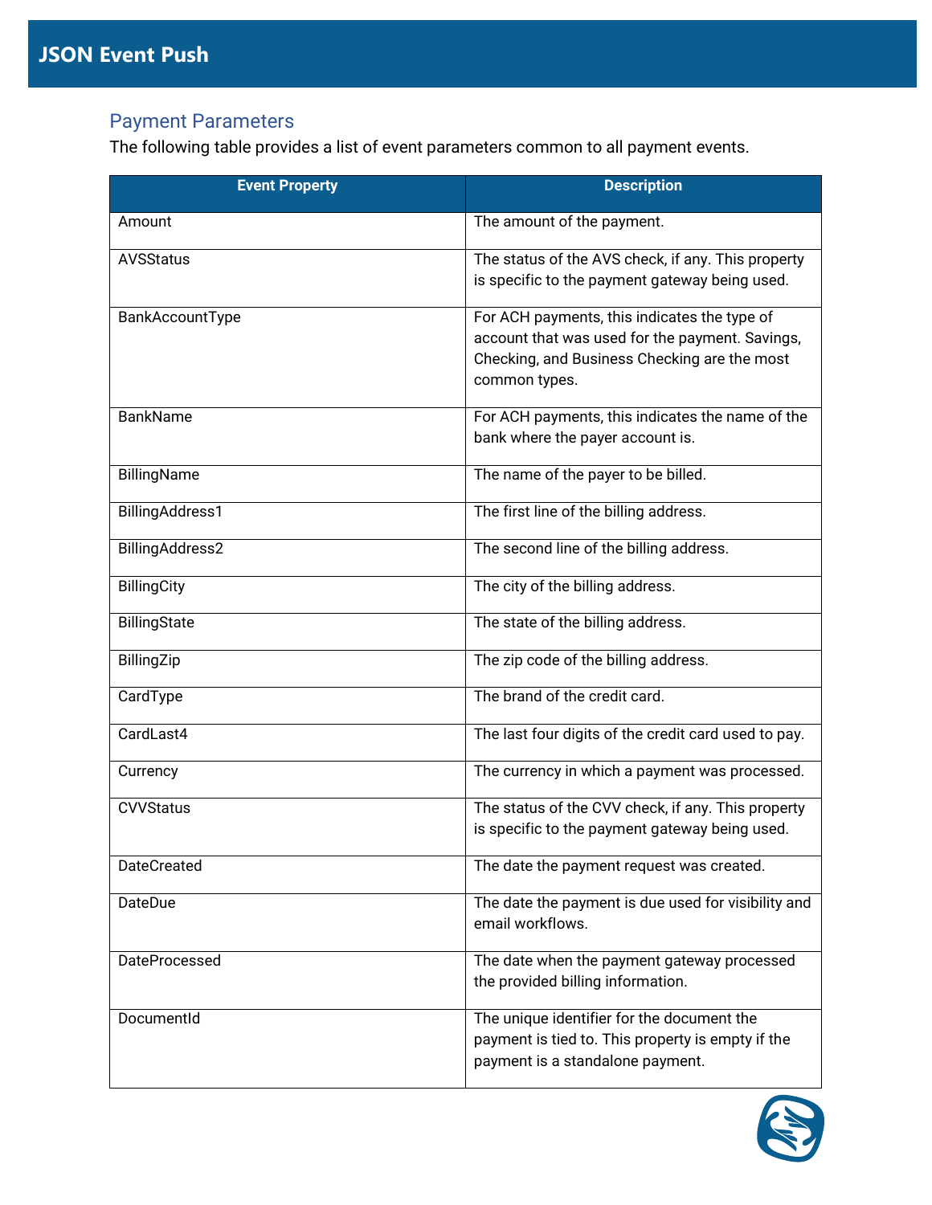## Payment Parameters

The following table provides a list of event parameters common to all payment events.

| Event Property | Description |
|---|---|
| Amount | The amount of the payment. |
| AVSStatus | The status of the AVS check, if any. This property is specific to the payment gateway being used. |
| BankAccountType | For ACH payments, this indicates the type of account that was used for the payment. Savings, Checking, and Business Checking are the most common types. |
| BankName | For ACH payments, this indicates the name of the bank where the payer account is. |
| BillingName | The name of the payer to be billed. |
| BillingAddress1 | The first line of the billing address. |
| BillingAddress2 | The second line of the billing address. |
| BillingCity | The city of the billing address. |
| BillingState | The state of the billing address. |
| BillingZip | The zip code of the billing address. |
| CardType | The brand of the credit card. |
| CardLast4 | The last four digits of the credit card used to pay. |
| Currency | The currency in which a payment was processed. |
| CVVStatus | The status of the CVV check, if any. This property is specific to the payment gateway being used. |
| DateCreated | The date the payment request was created. |
| DateDue | The date the payment is due used for visibility and email workflows. |
| DateProcessed | The date when the payment gateway processed the provided billing information. |
| DocumentId | The unique identifier for the document the payment is tied to. This property is empty if the payment is a standalone payment. |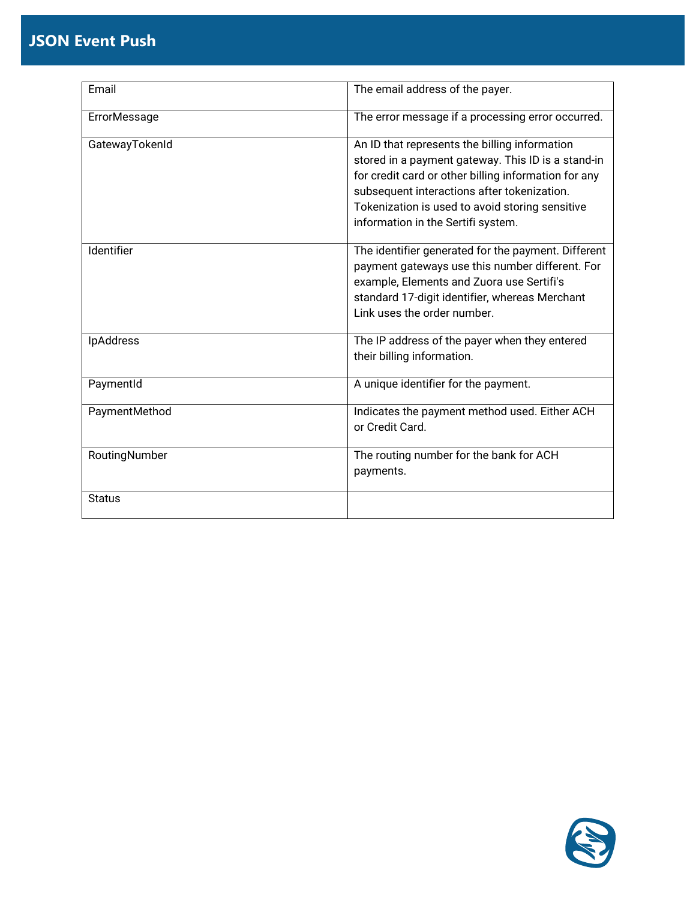| | |
|---|---|
| Email | The email address of the payer. |
| ErrorMessage | The error message if a processing error occurred. |
| GatewayTokenId | An ID that represents the billing information stored in a payment gateway. This ID is a stand-in for credit card or other billing information for any subsequent interactions after tokenization. Tokenization is used to avoid storing sensitive information in the Sertifi system. |
| Identifier | The identifier generated for the payment. Different payment gateways use this number different. For example, Elements and Zuora use Sertifi's standard 17-digit identifier, whereas Merchant Link uses the order number. |
| IpAddress | The IP address of the payer when they entered their billing information. |
| PaymentId | A unique identifier for the payment. |
| PaymentMethod | Indicates the payment method used. Either ACH or Credit Card. |
| RoutingNumber | The routing number for the bank for ACH payments. |
| Status | |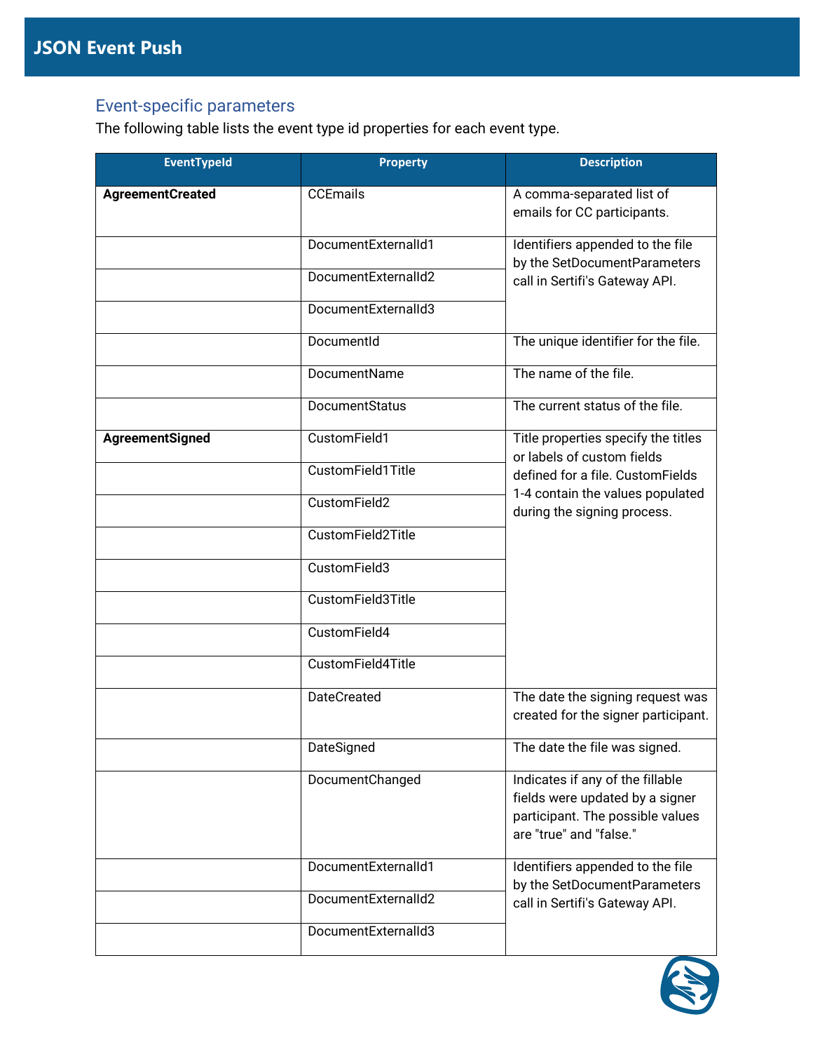## Event-specific parameters

The following table lists the event type id properties for each event type.

| EventTypeId | Property | Description |
| --- | --- | --- |
| **AgreementCreated** | CCEmails | A comma-separated list of emails for CC participants. |
| | DocumentExternalId1 | Identifiers appended to the file by the SetDocumentParameters call in Sertifi's Gateway API. |
| | DocumentExternalId2 | |
| | DocumentExternalId3 | |
| | DocumentId | The unique identifier for the file. |
| | DocumentName | The name of the file. |
| | DocumentStatus | The current status of the file. |
| **AgreementSigned** | CustomField1 | Title properties specify the titles or labels of custom fields defined for a file. CustomFields 1-4 contain the values populated during the signing process. |
| | CustomField1Title | |
| | CustomField2 | |
| | CustomField2Title | |
| | CustomField3 | |
| | CustomField3Title | |
| | CustomField4 | |
| | CustomField4Title | |
| | DateCreated | The date the signing request was created for the signer participant. |
| | DateSigned | The date the file was signed. |
| | DocumentChanged | Indicates if any of the fillable fields were updated by a signer participant. The possible values are "true" and "false." |
| | DocumentExternalId1 | Identifiers appended to the file by the SetDocumentParameters call in Sertifi's Gateway API. |
| | DocumentExternalId2 | |
| | DocumentExternalId3 | |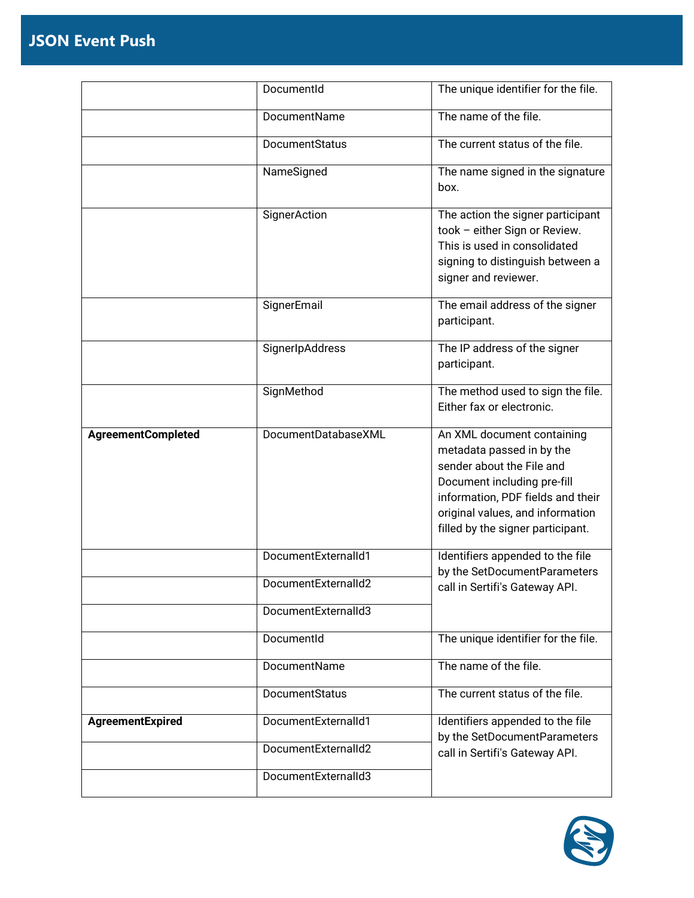## JSON Event Push

| | | |
|---|---|---|
| | DocumentId | The unique identifier for the file. |
| | DocumentName | The name of the file. |
| | DocumentStatus | The current status of the file. |
| | NameSigned | The name signed in the signature box. |
| | SignerAction | The action the signer participant took – either Sign or Review. This is used in consolidated signing to distinguish between a signer and reviewer. |
| | SignerEmail | The email address of the signer participant. |
| | SignerIpAddress | The IP address of the signer participant. |
| | SignMethod | The method used to sign the file. Either fax or electronic. |
| **AgreementCompleted** | DocumentDatabaseXML | An XML document containing metadata passed in by the sender about the File and Document including pre-fill information, PDF fields and their original values, and information filled by the signer participant. |
| | DocumentExternalId1 | Identifiers appended to the file by the SetDocumentParameters call in Sertifi's Gateway API. |
| | DocumentExternalId2 | |
| | DocumentExternalId3 | |
| | DocumentId | The unique identifier for the file. |
| | DocumentName | The name of the file. |
| | DocumentStatus | The current status of the file. |
| **AgreementExpired** | DocumentExternalId1 | Identifiers appended to the file by the SetDocumentParameters call in Sertifi's Gateway API. |
| | DocumentExternalId2 | |
| | DocumentExternalId3 | |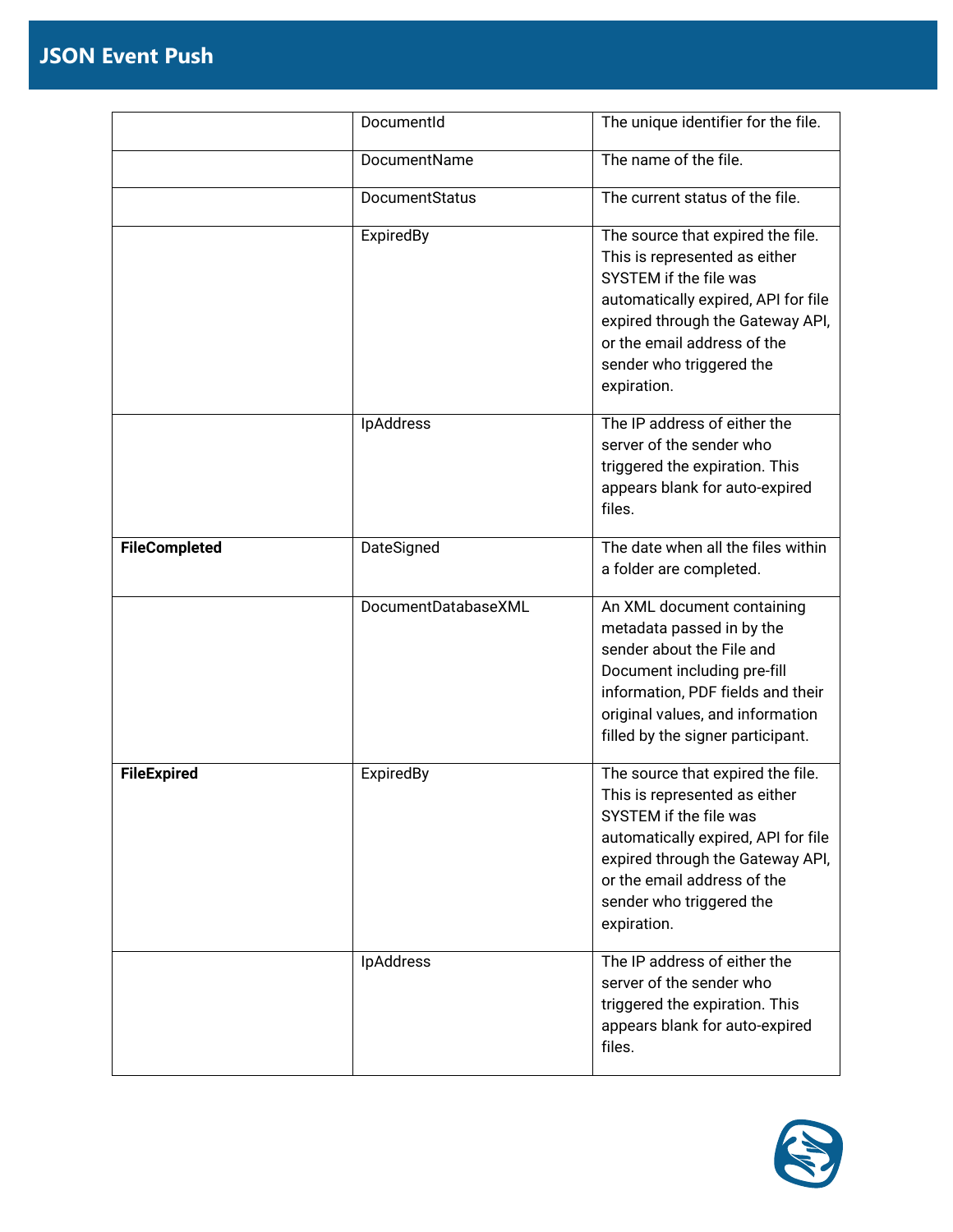| | | |
|---|---|---|
| | DocumentId | The unique identifier for the file. |
| | DocumentName | The name of the file. |
| | DocumentStatus | The current status of the file. |
| | ExpiredBy | The source that expired the file. This is represented as either SYSTEM if the file was automatically expired, API for file expired through the Gateway API, or the email address of the sender who triggered the expiration. |
| | IpAddress | The IP address of either the server of the sender who triggered the expiration. This appears blank for auto-expired files. |
| **FileCompleted** | DateSigned | The date when all the files within a folder are completed. |
| | DocumentDatabaseXML | An XML document containing metadata passed in by the sender about the File and Document including pre-fill information, PDF fields and their original values, and information filled by the signer participant. |
| **FileExpired** | ExpiredBy | The source that expired the file. This is represented as either SYSTEM if the file was automatically expired, API for file expired through the Gateway API, or the email address of the sender who triggered the expiration. |
| | IpAddress | The IP address of either the server of the sender who triggered the expiration. This appears blank for auto-expired files. |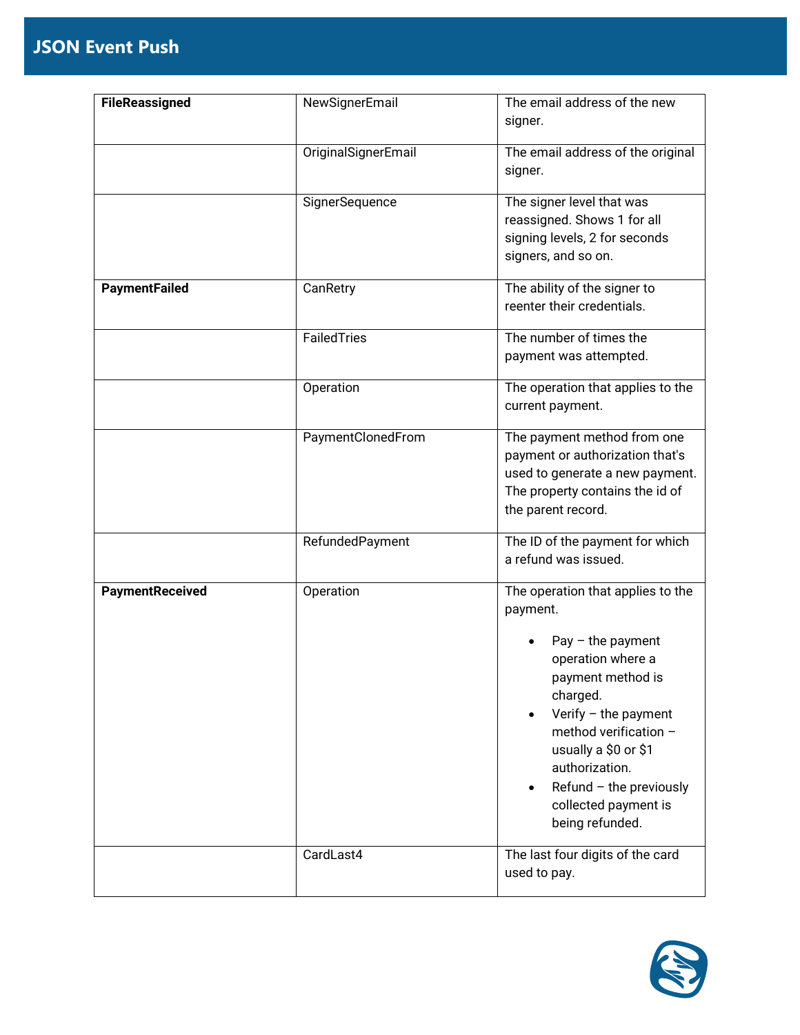| | | |
|---|---|---|
| **FileReassigned** | NewSignerEmail | The email address of the new signer. |
| | OriginalSignerEmail | The email address of the original signer. |
| | SignerSequence | The signer level that was reassigned. Shows 1 for all signing levels, 2 for seconds signers, and so on. |
| **PaymentFailed** | CanRetry | The ability of the signer to reenter their credentials. |
| | FailedTries | The number of times the payment was attempted. |
| | Operation | The operation that applies to the current payment. |
| | PaymentClonedFrom | The payment method from one payment or authorization that's used to generate a new payment. The property contains the id of the parent record. |
| | RefundedPayment | The ID of the payment for which a refund was issued. |
| **PaymentReceived** | Operation | The operation that applies to the payment.<br><ul><li>Pay – the payment operation where a payment method is charged.</li><li>Verify – the payment method verification – usually a $0 or $1 authorization.</li><li>Refund – the previously collected payment is being refunded.</li></ul> |
| | CardLast4 | The last four digits of the card used to pay. |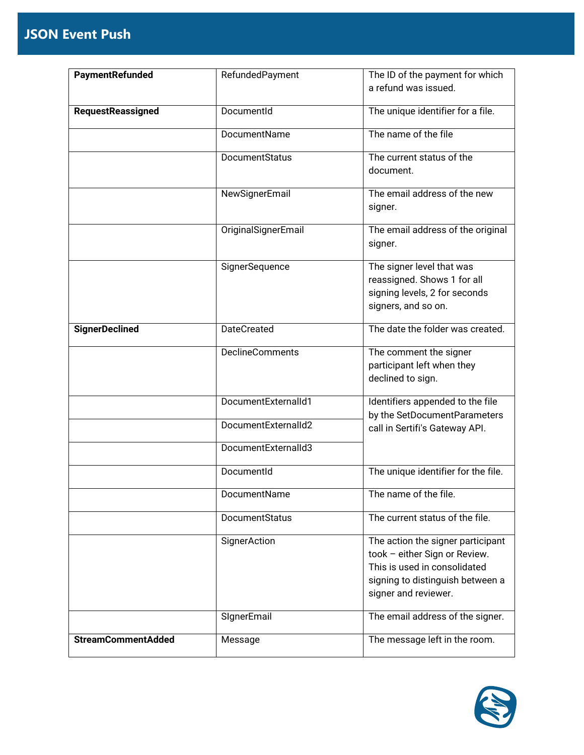| | | |
|---|---|---|
| **PaymentRefunded** | RefundedPayment | The ID of the payment for which a refund was issued. |
| **RequestReassigned** | DocumentId | The unique identifier for a file. |
| | DocumentName | The name of the file |
| | DocumentStatus | The current status of the document. |
| | NewSignerEmail | The email address of the new signer. |
| | OriginalSignerEmail | The email address of the original signer. |
| | SignerSequence | The signer level that was reassigned. Shows 1 for all signing levels, 2 for seconds signers, and so on. |
| **SignerDeclined** | DateCreated | The date the folder was created. |
| | DeclineComments | The comment the signer participant left when they declined to sign. |
| | DocumentExternalId1 | Identifiers appended to the file by the SetDocumentParameters call in Sertifi's Gateway API. |
| | DocumentExternalId2 | |
| | DocumentExternalId3 | |
| | DocumentId | The unique identifier for the file. |
| | DocumentName | The name of the file. |
| | DocumentStatus | The current status of the file. |
| | SignerAction | The action the signer participant took – either Sign or Review. This is used in consolidated signing to distinguish between a signer and reviewer. |
| | SIgnerEmail | The email address of the signer. |
| **StreamCommentAdded** | Message | The message left in the room. |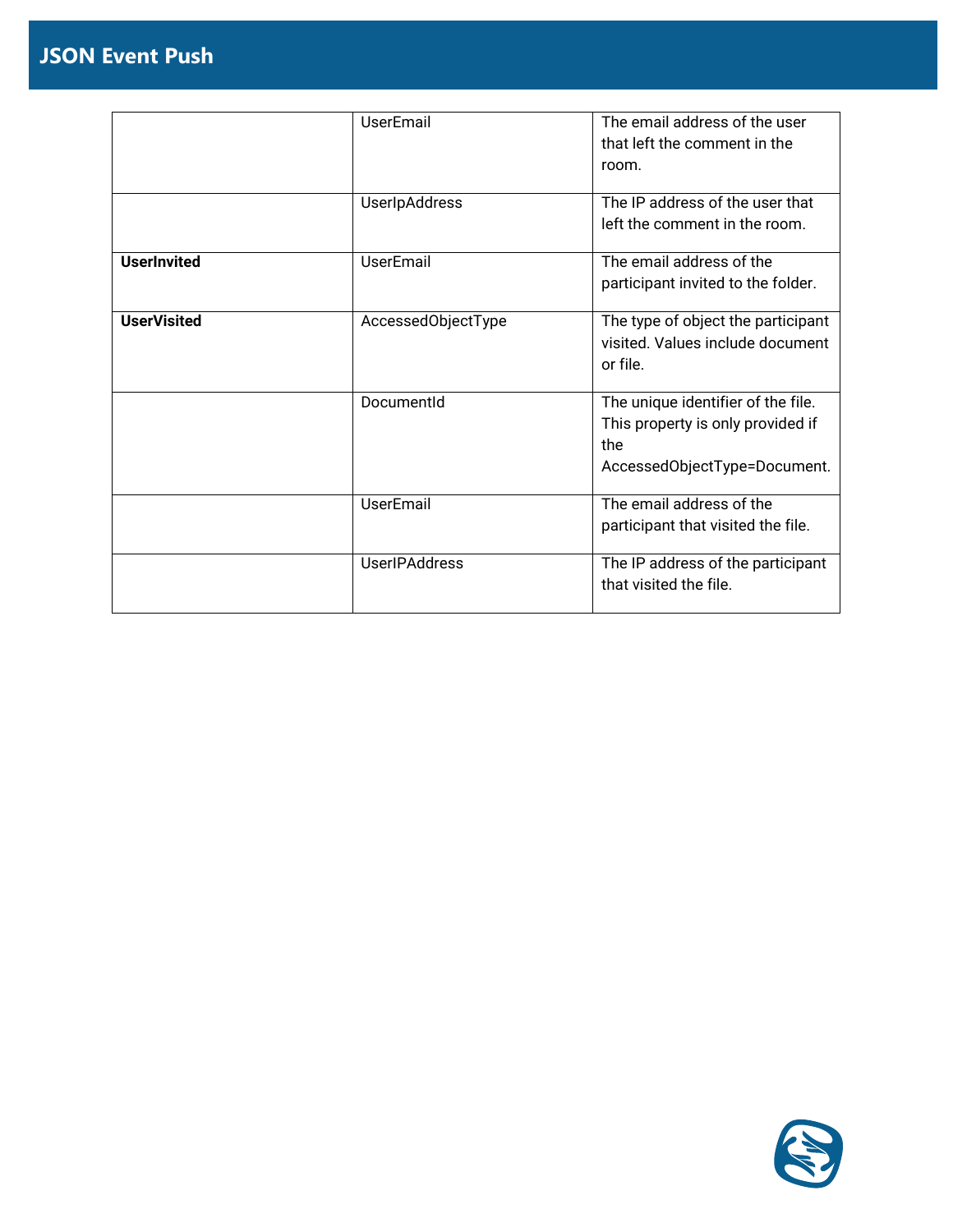| | | |
|---|---|---|
| | UserEmail | The email address of the user that left the comment in the room. |
| | UserIpAddress | The IP address of the user that left the comment in the room. |
| **UserInvited** | UserEmail | The email address of the participant invited to the folder. |
| **UserVisited** | AccessedObjectType | The type of object the participant visited. Values include document or file. |
| | DocumentId | The unique identifier of the file. This property is only provided if the AccessedObjectType=Document. |
| | UserEmail | The email address of the participant that visited the file. |
| | UserIPAddress | The IP address of the participant that visited the file. |